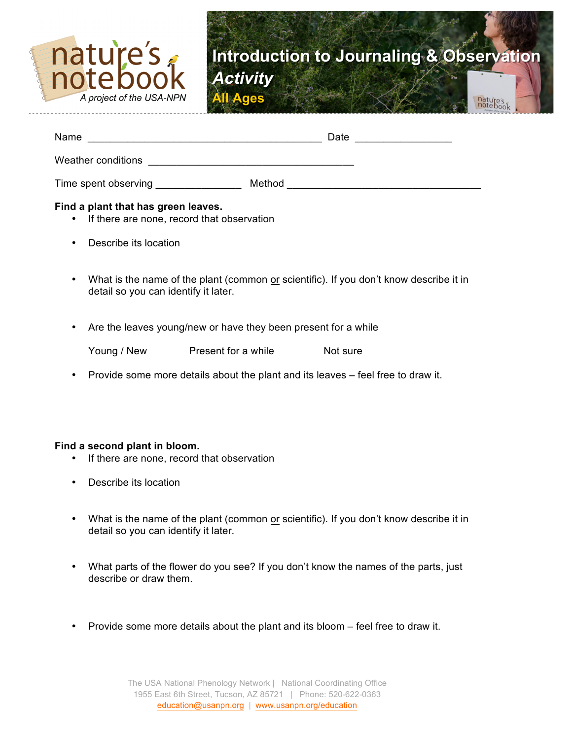nature's notebook

*A project of the USA-NPN*

# Introduction to Journaling & Observation

***Activity***

**All Ages**

Name ________________________________________ Date ________________

Weather conditions ___________________________________

Time spent observing _______________ Method __________________________________

**Find a plant that has green leaves.**

- If there are none, record that observation
- Describe its location
- What is the name of the plant (common or scientific). If you don't know describe it in detail so you can identify it later.
- Are the leaves young/new or have they been present for a while

  Young / New    Present for a while    Not sure

- Provide some more details about the plant and its leaves – feel free to draw it.

**Find a second plant in bloom.**

- If there are none, record that observation
- Describe its location
- What is the name of the plant (common or scientific). If you don't know describe it in detail so you can identify it later.
- What parts of the flower do you see? If you don't know the names of the parts, just describe or draw them.
- Provide some more details about the plant and its bloom – feel free to draw it.

The USA National Phenology Network | National Coordinating Office
1955 East 6th Street, Tucson, AZ 85721 | Phone: 520-622-0363
education@usanpn.org | www.usanpn.org/education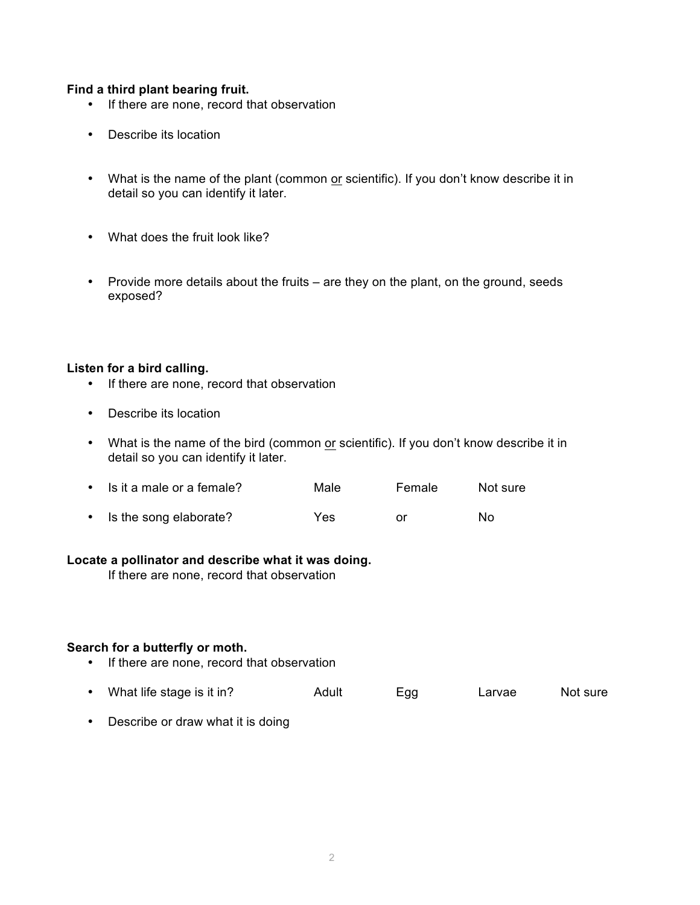**Find a third plant bearing fruit.**

- If there are none, record that observation
- Describe its location
- What is the name of the plant (common or scientific). If you don't know describe it in detail so you can identify it later.
- What does the fruit look like?
- Provide more details about the fruits – are they on the plant, on the ground, seeds exposed?

**Listen for a bird calling.**

- If there are none, record that observation
- Describe its location
- What is the name of the bird (common or scientific). If you don't know describe it in detail so you can identify it later.
- Is it a male or a female? Male Female Not sure
- Is the song elaborate? Yes or No

**Locate a pollinator and describe what it was doing.**

If there are none, record that observation

**Search for a butterfly or moth.**

- If there are none, record that observation
- What life stage is it in? Adult Egg Larvae Not sure
- Describe or draw what it is doing